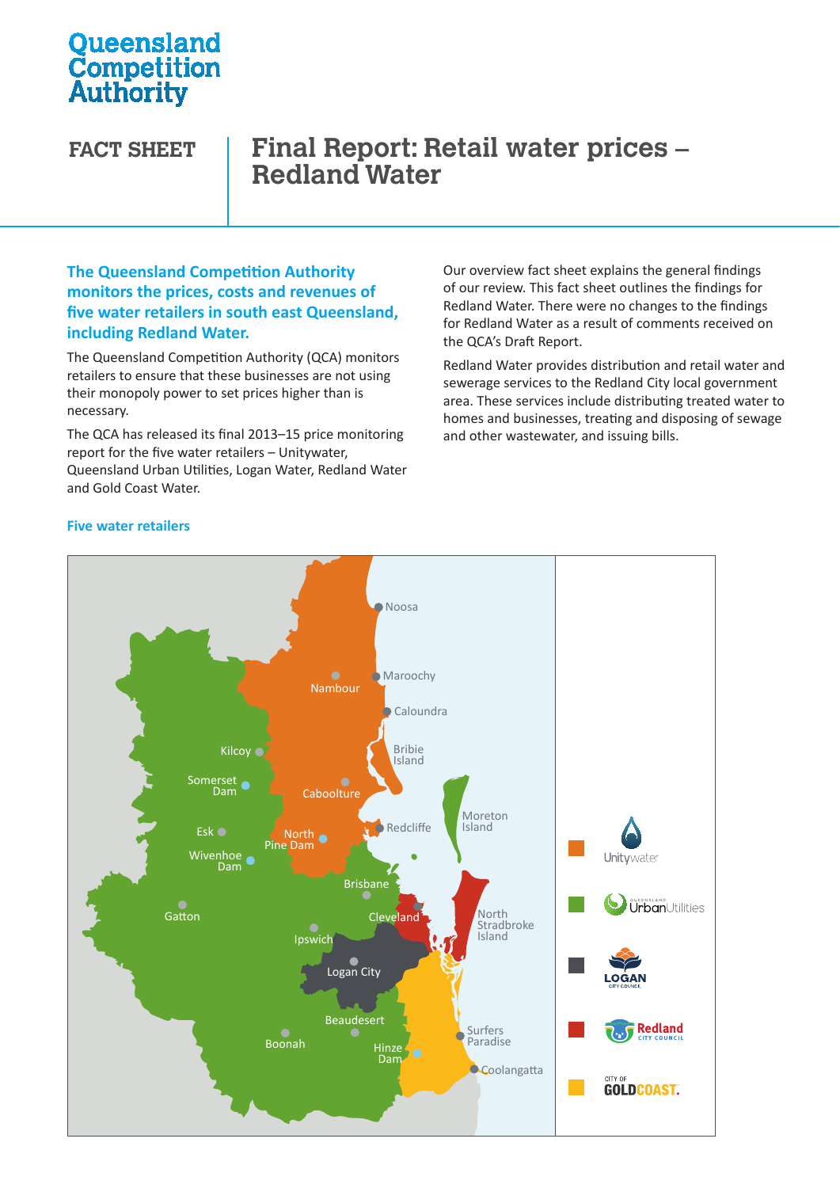Queensland Competition Authority

# FACT SHEET

# Final Report: Retail water prices – Redland Water

**The Queensland Competition Authority monitors the prices, costs and revenues of five water retailers in south east Queensland, including Redland Water.**

The Queensland Competition Authority (QCA) monitors retailers to ensure that these businesses are not using their monopoly power to set prices higher than is necessary.

The QCA has released its final 2013–15 price monitoring report for the five water retailers – Unitywater, Queensland Urban Utilities, Logan Water, Redland Water and Gold Coast Water.

Our overview fact sheet explains the general findings of our review. This fact sheet outlines the findings for Redland Water. There were no changes to the findings for Redland Water as a result of comments received on the QCA's Draft Report.

Redland Water provides distribution and retail water and sewerage services to the Redland City local government area. These services include distributing treated water to homes and businesses, treating and disposing of sewage and other wastewater, and issuing bills.

**Five water retailers**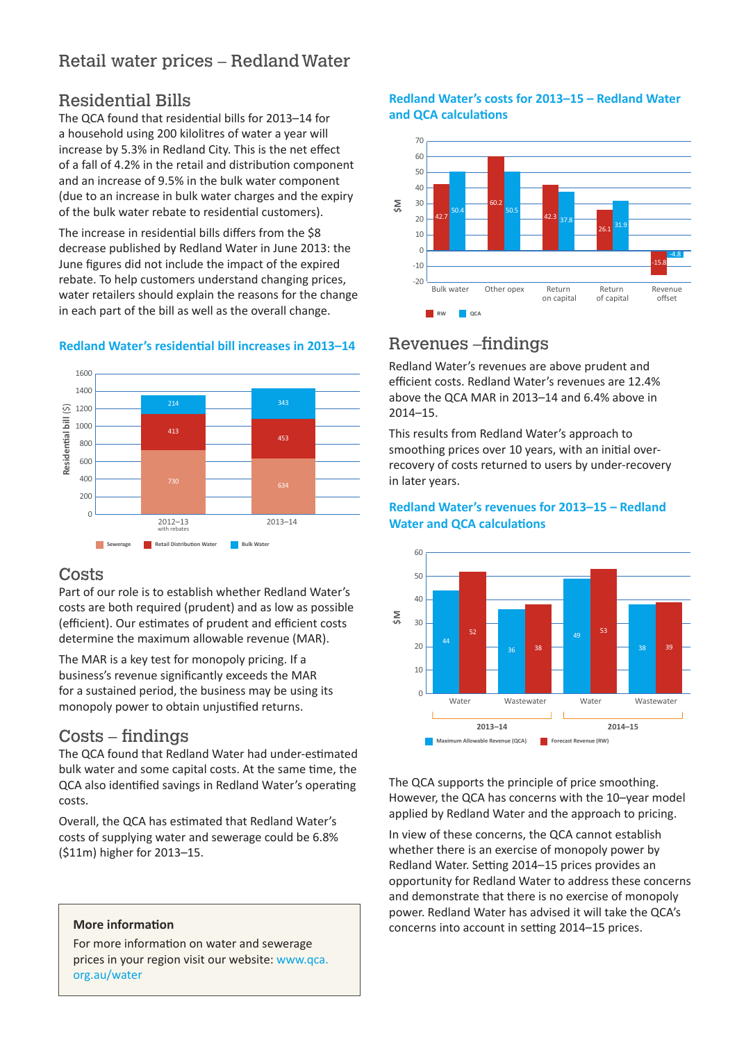# Retail water prices – Redland Water

## Residential Bills

The QCA found that residential bills for 2013–14 for a household using 200 kilolitres of water a year will increase by 5.3% in Redland City. This is the net effect of a fall of 4.2% in the retail and distribution component and an increase of 9.5% in the bulk water component (due to an increase in bulk water charges and the expiry of the bulk water rebate to residential customers).

The increase in residential bills differs from the $8 decrease published by Redland Water in June 2013: the June figures did not include the impact of the expired rebate. To help customers understand changing prices, water retailers should explain the reasons for the change in each part of the bill as well as the overall change.

### Redland Water's residential bill increases in 2013–14

Residential bill ($)
1600
1400
1200
1000
800
600
400
200
0
2012–13 with rebates: 730, 413, 214
2013–14: 634, 453, 343
Sewerage
Retail Distribution Water
Bulk Water

## Costs

Part of our role is to establish whether Redland Water's costs are both required (prudent) and as low as possible (efficient). Our estimates of prudent and efficient costs determine the maximum allowable revenue (MAR).

The MAR is a key test for monopoly pricing. If a business's revenue significantly exceeds the MAR for a sustained period, the business may be using its monopoly power to obtain unjustified returns.

## Costs – findings

The QCA found that Redland Water had under-estimated bulk water and some capital costs. At the same time, the QCA also identified savings in Redland Water's operating costs.

Overall, the QCA has estimated that Redland Water's costs of supplying water and sewerage could be 6.8% ($11m) higher for 2013–15.

> **More information**
>
> For more information on water and sewerage prices in your region visit our website: www.qca.org.au/water

### Redland Water's costs for 2013–15 – Redland Water and QCA calculations

$M
70
60
50
40
30
20
10
0
-10
-20
Bulk water: 42.7, 50.4
Other opex: 60.2, 50.5
Return on capital: 42.3, 37.8
Return of capital: 26.1, 31.9
Revenue offset: -15.8, -4.8
RW
QCA

## Revenues –findings

Redland Water's revenues are above prudent and efficient costs. Redland Water's revenues are 12.4% above the QCA MAR in 2013–14 and 6.4% above in 2014–15.

This results from Redland Water's approach to smoothing prices over 10 years, with an initial over-recovery of costs returned to users by under-recovery in later years.

### Redland Water's revenues for 2013–15 – Redland Water and QCA calculations

$M
60
50
40
30
20
10
0
2013–14
Water: 44, 52
Wastewater: 36, 38
2014–15
Water: 49, 53
Wastewater: 38, 39
Maximum Allowable Revenue (QCA)
Forecast Revenue (RW)

The QCA supports the principle of price smoothing. However, the QCA has concerns with the 10–year model applied by Redland Water and the approach to pricing.

In view of these concerns, the QCA cannot establish whether there is an exercise of monopoly power by Redland Water. Setting 2014–15 prices provides an opportunity for Redland Water to address these concerns and demonstrate that there is no exercise of monopoly power. Redland Water has advised it will take the QCA's concerns into account in setting 2014–15 prices.